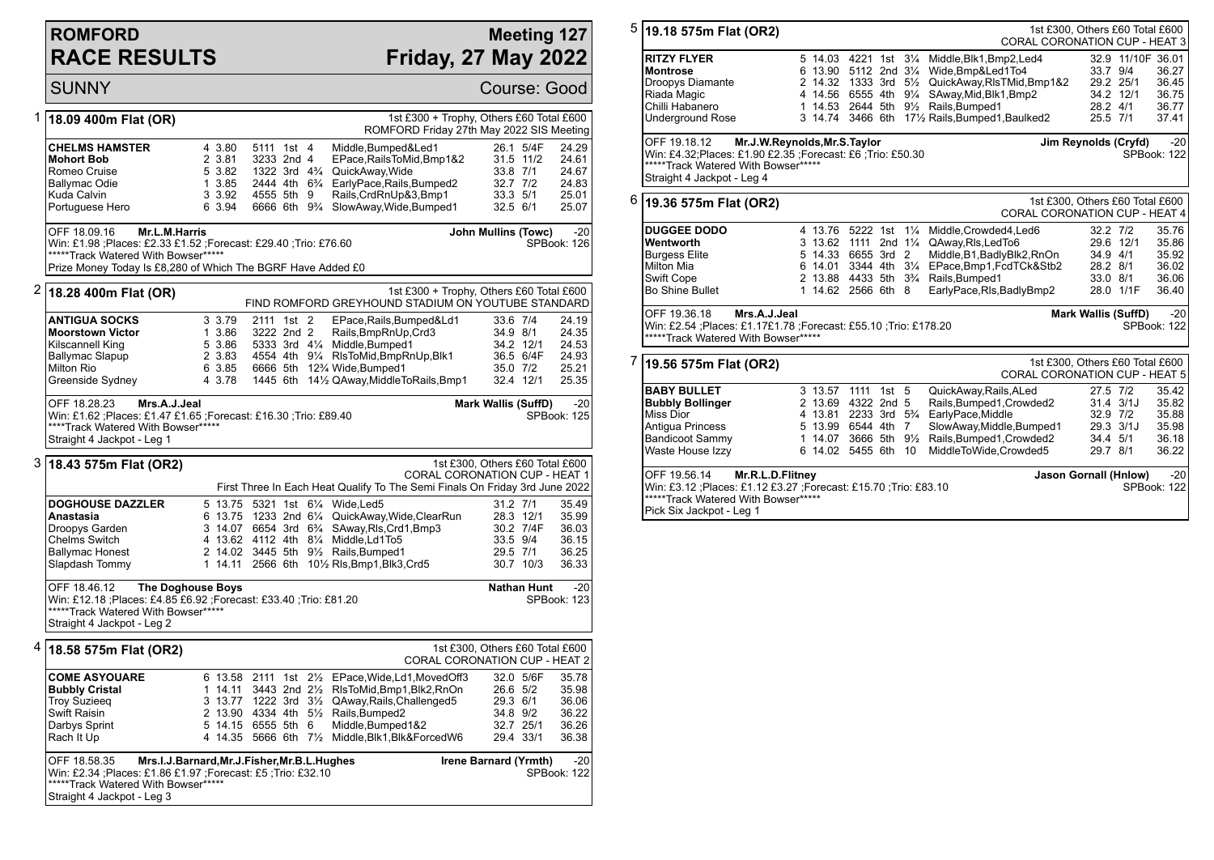# ROMFORD RACE RESULTS

**Meeting 127**
**Friday, 27 May 2022**

SUNNY — Course: Good

## 1 — 18.09 400m Flat (OR)

1st £300 + Trophy, Others £60 Total £600
ROMFORD Friday 27th May 2022 SIS Meeting

| Greyhound | Trap | Sect | Bends | Pos | Dist | Remarks | Wt | SP | Time |
|---|---|---|---|---|---|---|---|---|---|
| **CHELMS HAMSTER** | 4 | 3.80 | 5111 | 1st | 4 | Middle,Bumped&Led1 | 26.1 | 5/4F | 24.29 |
| **Mohort Bob** | 2 | 3.81 | 3233 | 2nd | 4 | EPace,RailsToMid,Bmp1&2 | 31.5 | 11/2 | 24.61 |
| Romeo Cruise | 5 | 3.82 | 1322 | 3rd | 4¾ | QuickAway,Wide | 33.8 | 7/1 | 24.67 |
| Ballymac Odie | 1 | 3.85 | 2444 | 4th | 6¾ | EarlyPace,Rails,Bumped2 | 32.7 | 7/2 | 24.83 |
| Kuda Calvin | 3 | 3.92 | 4555 | 5th | 9 | Rails,CrdRnUp&3,Bmp1 | 33.3 | 5/1 | 25.01 |
| Portuguese Hero | 6 | 3.94 | 6666 | 6th | 9¾ | SlowAway,Wide,Bumped1 | 32.5 | 6/1 | 25.07 |

OFF 18.09.16 **Mr.L.M.Harris** — **John Mullins (Towc)** -20
Win: £1.98 ;Places: £2.33 £1.52 ;Forecast: £29.40 ;Trio: £76.60 — SPBook: 126
*****Track Watered With Bowser*****
Prize Money Today Is £8,280 of Which The BGRF Have Added £0

## 2 — 18.28 400m Flat (OR)

1st £300 + Trophy, Others £60 Total £600
FIND ROMFORD GREYHOUND STADIUM ON YOUTUBE STANDARD

| Greyhound | Trap | Sect | Bends | Pos | Dist | Remarks | Wt | SP | Time |
|---|---|---|---|---|---|---|---|---|---|
| **ANTIGUA SOCKS** | 3 | 3.79 | 2111 | 1st | 2 | EPace,Rails,Bumped&Ld1 | 33.6 | 7/4 | 24.19 |
| **Moorstown Victor** | 1 | 3.86 | 3222 | 2nd | 2 | Rails,BmpRnUp,Crd3 | 34.9 | 8/1 | 24.35 |
| Kilscannell King | 5 | 3.86 | 5333 | 3rd | 4¼ | Middle,Bumped1 | 34.2 | 12/1 | 24.53 |
| Ballymac Slapup | 2 | 3.83 | 4554 | 4th | 9¼ | RlsToMid,BmpRnUp,Blk1 | 36.5 | 6/4F | 24.93 |
| Milton Rio | 6 | 3.85 | 6666 | 5th | 12¾ | Wide,Bumped1 | 35.0 | 7/2 | 25.21 |
| Greenside Sydney | 4 | 3.78 | 1445 | 6th | 14½ | QAway,MiddleToRails,Bmp1 | 32.4 | 12/1 | 25.35 |

OFF 18.28.23 **Mrs.A.J.Jeal** — **Mark Wallis (SuffD)** -20
Win: £1.62 ;Places: £1.47 £1.65 ;Forecast: £16.30 ;Trio: £89.40 — SPBook: 125
****Track Watered With Bowser*****
Straight 4 Jackpot - Leg 1

## 3 — 18.43 575m Flat (OR2)

1st £300, Others £60 Total £600
CORAL CORONATION CUP - HEAT 1
First Three In Each Heat Qualify To The Semi Finals On Friday 3rd June 2022

| Greyhound | Trap | Sect | Bends | Pos | Dist | Remarks | Wt | SP | Time |
|---|---|---|---|---|---|---|---|---|---|
| **DOGHOUSE DAZZLER** | 5 | 13.75 | 5321 | 1st | 6¼ | Wide,Led5 | 31.2 | 7/1 | 35.49 |
| **Anastasia** | 6 | 13.75 | 1233 | 2nd | 6¼ | QuickAway,Wide,ClearRun | 28.3 | 12/1 | 35.99 |
| Droopys Garden | 3 | 14.07 | 6654 | 3rd | 6¾ | SAway,Rls,Crd1,Bmp3 | 30.2 | 7/4F | 36.03 |
| Chelms Switch | 4 | 13.62 | 4112 | 4th | 8¼ | Middle,Ld1To5 | 33.5 | 9/4 | 36.15 |
| Ballymac Honest | 2 | 14.02 | 3445 | 5th | 9½ | Rails,Bumped1 | 29.5 | 7/1 | 36.25 |
| Slapdash Tommy | 1 | 14.11 | 2566 | 6th | 10½ | Rls,Bmp1,Blk3,Crd5 | 30.7 | 10/3 | 36.33 |

OFF 18.46.12 **The Doghouse Boys** — **Nathan Hunt** -20
Win: £12.18 ;Places: £4.85 £6.92 ;Forecast: £33.40 ;Trio: £81.20 — SPBook: 123
*****Track Watered With Bowser*****
Straight 4 Jackpot - Leg 2

## 4 — 18.58 575m Flat (OR2)

1st £300, Others £60 Total £600
CORAL CORONATION CUP - HEAT 2

| Greyhound | Trap | Sect | Bends | Pos | Dist | Remarks | Wt | SP | Time |
|---|---|---|---|---|---|---|---|---|---|
| **COME ASYOUARE** | 6 | 13.58 | 2111 | 1st | 2½ | EPace,Wide,Ld1,MovedOff3 | 32.0 | 5/6F | 35.78 |
| **Bubbly Cristal** | 1 | 14.11 | 3443 | 2nd | 2½ | RlsToMid,Bmp1,Blk2,RnOn | 26.6 | 5/2 | 35.98 |
| Troy Suzieeq | 3 | 13.77 | 1222 | 3rd | 3½ | QAway,Rails,Challenged5 | 29.3 | 6/1 | 36.06 |
| Swift Raisin | 2 | 13.90 | 4334 | 4th | 5½ | Rails,Bumped2 | 34.8 | 9/2 | 36.22 |
| Darbys Sprint | 5 | 14.15 | 6555 | 5th | 6 | Middle,Bumped1&2 | 32.7 | 25/1 | 36.26 |
| Rach It Up | 4 | 14.35 | 5666 | 6th | 7½ | Middle,Blk1,Blk&ForcedW6 | 29.4 | 33/1 | 36.38 |

OFF 18.58.35 **Mrs.I.J.Barnard,Mr.J.Fisher,Mr.B.L.Hughes** — **Irene Barnard (Yrmth)** -20
Win: £2.34 ;Places: £1.86 £1.97 ;Forecast: £5 ;Trio: £32.10 — SPBook: 122
*****Track Watered With Bowser*****
Straight 4 Jackpot - Leg 3

## 5 — 19.18 575m Flat (OR2)

1st £300, Others £60 Total £600
CORAL CORONATION CUP - HEAT 3

| Greyhound | Trap | Sect | Bends | Pos | Dist | Remarks | Wt | SP | Time |
|---|---|---|---|---|---|---|---|---|---|
| **RITZY FLYER** | 5 | 14.03 | 4221 | 1st | 3¼ | Middle,Blk1,Bmp2,Led4 | 32.9 | 11/10F | 36.01 |
| **Montrose** | 6 | 13.90 | 5112 | 2nd | 3¼ | Wide,Bmp&Led1To4 | 33.7 | 9/4 | 36.27 |
| Droopys Diamante | 2 | 14.32 | 1333 | 3rd | 5½ | QuickAway,RlsTMid,Bmp1&2 | 29.2 | 25/1 | 36.45 |
| Riada Magic | 4 | 14.56 | 6555 | 4th | 9¼ | SAway,Mid,Blk1,Bmp2 | 34.2 | 12/1 | 36.75 |
| Chilli Habanero | 1 | 14.53 | 2644 | 5th | 9½ | Rails,Bumped1 | 28.2 | 4/1 | 36.77 |
| Underground Rose | 3 | 14.74 | 3466 | 6th | 17½ | Rails,Bumped1,Baulked2 | 25.5 | 7/1 | 37.41 |

OFF 19.18.12 **Mr.J.W.Reynolds,Mr.S.Taylor** — **Jim Reynolds (Cryfd)** -20
Win: £4.32;Places: £1.90 £2.35 ;Forecast: £6 ;Trio: £50.30 — SPBook: 122
*****Track Watered With Bowser*****
Straight 4 Jackpot - Leg 4

## 6 — 19.36 575m Flat (OR2)

1st £300, Others £60 Total £600
CORAL CORONATION CUP - HEAT 4

| Greyhound | Trap | Sect | Bends | Pos | Dist | Remarks | Wt | SP | Time |
|---|---|---|---|---|---|---|---|---|---|
| **DUGGEE DODO** | 4 | 13.76 | 5222 | 1st | 1¼ | Middle,Crowded4,Led6 | 32.2 | 7/2 | 35.76 |
| **Wentworth** | 3 | 13.62 | 1111 | 2nd | 1¼ | QAway,Rls,LedTo6 | 29.6 | 12/1 | 35.86 |
| Burgess Elite | 5 | 14.33 | 6655 | 3rd | 2 | Middle,B1,BadlyBlk2,RnOn | 34.9 | 4/1 | 35.92 |
| Milton Mia | 6 | 14.01 | 3344 | 4th | 3¼ | EPace,Bmp1,FcdTCK&Stb2 | 28.2 | 8/1 | 36.02 |
| Swift Cope | 2 | 13.88 | 4433 | 5th | 3¾ | Rails,Bumped1 | 33.0 | 8/1 | 36.06 |
| Bo Shine Bullet | 1 | 14.62 | 2566 | 6th | 8 | EarlyPace,Rls,BadlyBmp2 | 28.0 | 1/1F | 36.40 |

OFF 19.36.18 **Mrs.A.J.Jeal** — **Mark Wallis (SuffD)** -20
Win: £2.54 ;Places: £1.17£1.78 ;Forecast: £55.10 ;Trio: £178.20 — SPBook: 122
*****Track Watered With Bowser*****

## 7 — 19.56 575m Flat (OR2)

1st £300, Others £60 Total £600
CORAL CORONATION CUP - HEAT 5

| Greyhound | Trap | Sect | Bends | Pos | Dist | Remarks | Wt | SP | Time |
|---|---|---|---|---|---|---|---|---|---|
| **BABY BULLET** | 3 | 13.57 | 1111 | 1st | 5 | QuickAway,Rails,ALed | 27.5 | 7/2 | 35.42 |
| **Bubbly Bollinger** | 2 | 13.69 | 4322 | 2nd | 5 | Rails,Bumped1,Crowded2 | 31.4 | 3/1J | 35.82 |
| Miss Dior | 4 | 13.81 | 2233 | 3rd | 5¾ | EarlyPace,Middle | 32.9 | 7/2 | 35.88 |
| Antigua Princess | 5 | 13.99 | 6544 | 4th | 7 | SlowAway,Middle,Bumped1 | 29.3 | 3/1J | 35.98 |
| Bandicoot Sammy | 1 | 14.07 | 3666 | 5th | 9½ | Rails,Bumped1,Crowded2 | 34.4 | 5/1 | 36.18 |
| Waste House Izzy | 6 | 14.02 | 5455 | 6th | 10 | MiddleToWide,Crowded5 | 29.7 | 8/1 | 36.22 |

OFF 19.56.14 **Mr.R.L.D.Flitney** — **Jason Gornall (Hnlow)** -20
Win: £3.12 ;Places: £1.12 £3.27 ;Forecast: £15.70 ;Trio: £83.10 — SPBook: 122
*****Track Watered With Bowser*****
Pick Six Jackpot - Leg 1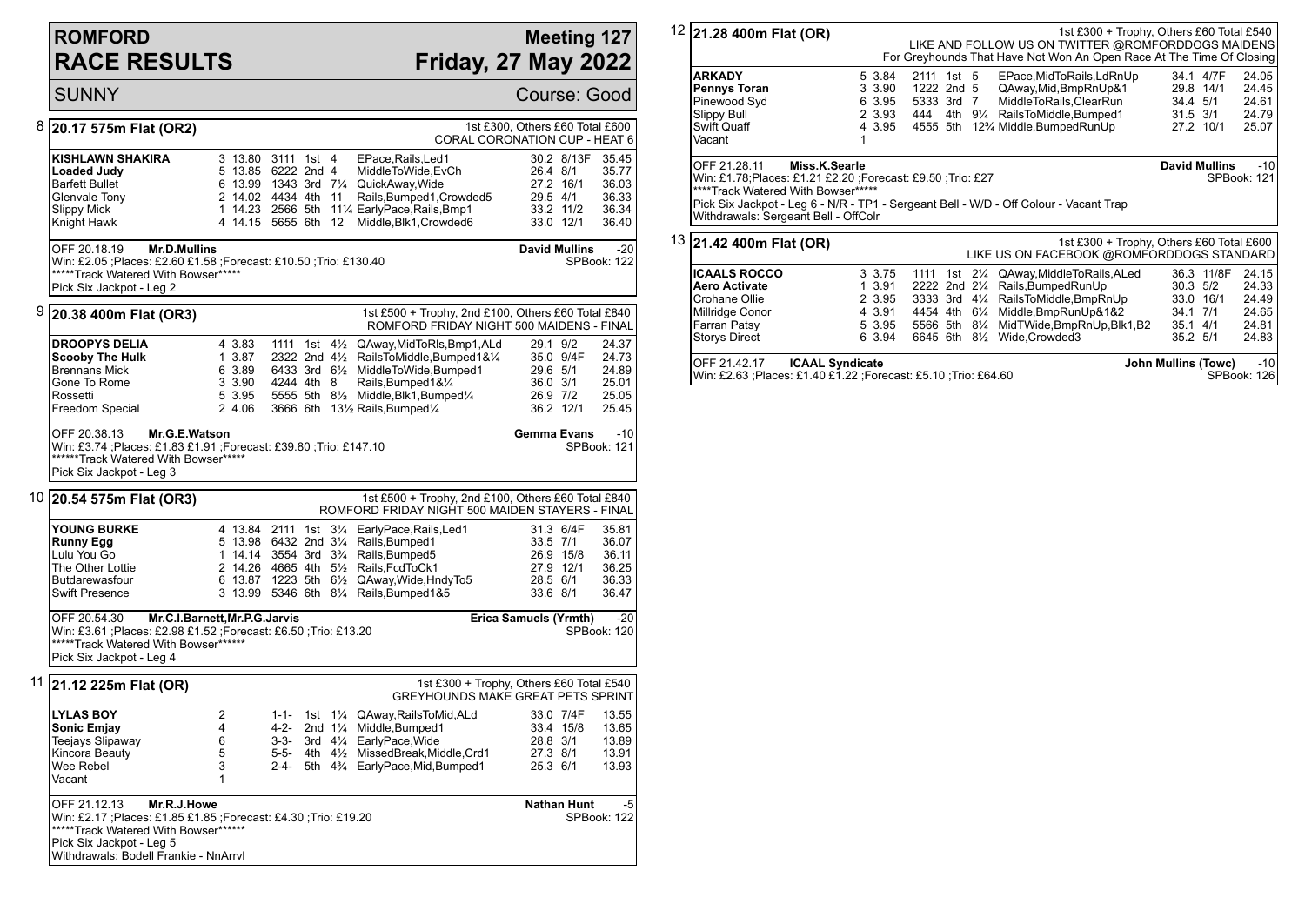# ROMFORD RACE RESULTS

## Meeting 127
## Friday, 27 May 2022

SUNNY

Course: Good

### 8 20.17 575m Flat (OR2)

1st £300, Others £60 Total £600
CORAL CORONATION CUP - HEAT 6

| Greyhound | Trap | Sect | Bends | Pos | Dist | Remarks | Wt | SP | Time |
|---|---|---|---|---|---|---|---|---|---|
| **KISHLAWN SHAKIRA** | 3 | 13.80 | 3111 | 1st | 4 | EPace,Rails,Led1 | 30.2 | 8/13F | 35.45 |
| **Loaded Judy** | 5 | 13.85 | 6222 | 2nd | 4 | MiddleToWide,EvCh | 26.4 | 8/1 | 35.77 |
| Barfett Bullet | 6 | 13.99 | 1343 | 3rd | 7¼ | QuickAway,Wide | 27.2 | 16/1 | 36.03 |
| Glenvale Tony | 2 | 14.02 | 4434 | 4th | 11 | Rails,Bumped1,Crowded5 | 29.5 | 4/1 | 36.33 |
| Slippy Mick | 1 | 14.23 | 2566 | 5th | 11¼ | EarlyPace,Rails,Bmp1 | 33.2 | 11/2 | 36.34 |
| Knight Hawk | 4 | 14.15 | 5655 | 6th | 12 | Middle,Blk1,Crowded6 | 33.0 | 12/1 | 36.40 |

OFF 20.18.19 **Mr.D.Mullins** **David Mullins** -20
Win: £2.05 ;Places: £2.60 £1.58 ;Forecast: £10.50 ;Trio: £130.40 SPBook: 122
*****Track Watered With Bowser*****
Pick Six Jackpot - Leg 2

### 9 20.38 400m Flat (OR3)

1st £500 + Trophy, 2nd £100, Others £60 Total £840
ROMFORD FRIDAY NIGHT 500 MAIDENS - FINAL

| Greyhound | Trap | Sect | Bends | Pos | Dist | Remarks | Wt | SP | Time |
|---|---|---|---|---|---|---|---|---|---|
| **DROOPYS DELIA** | 4 | 3.83 | 1111 | 1st | 4½ | QAway,MidToRls,Bmp1,ALd | 29.1 | 9/2 | 24.37 |
| **Scooby The Hulk** | 1 | 3.87 | 2322 | 2nd | 4½ | RailsToMiddle,Bumped1&¼ | 35.0 | 9/4F | 24.73 |
| Brennans Mick | 6 | 3.89 | 6433 | 3rd | 6½ | MiddleToWide,Bumped1 | 29.6 | 5/1 | 24.89 |
| Gone To Rome | 3 | 3.90 | 4244 | 4th | 8 | Rails,Bumped1&¼ | 36.0 | 3/1 | 25.01 |
| Rossetti | 5 | 3.95 | 5555 | 5th | 8½ | Middle,Blk1,Bumped¼ | 26.9 | 7/2 | 25.05 |
| Freedom Special | 2 | 4.06 | 3666 | 6th | 13½ | Rails,Bumped¼ | 36.2 | 12/1 | 25.45 |

OFF 20.38.13 **Mr.G.E.Watson** **Gemma Evans** -10
Win: £3.74 ;Places: £1.83 £1.91 ;Forecast: £39.80 ;Trio: £147.10 SPBook: 121
******Track Watered With Bowser*****
Pick Six Jackpot - Leg 3

### 10 20.54 575m Flat (OR3)

1st £500 + Trophy, 2nd £100, Others £60 Total £840
ROMFORD FRIDAY NIGHT 500 MAIDEN STAYERS - FINAL

| Greyhound | Trap | Sect | Bends | Pos | Dist | Remarks | Wt | SP | Time |
|---|---|---|---|---|---|---|---|---|---|
| **YOUNG BURKE** | 4 | 13.84 | 2111 | 1st | 3¼ | EarlyPace,Rails,Led1 | 31.3 | 6/4F | 35.81 |
| **Runny Egg** | 5 | 13.98 | 6432 | 2nd | 3¼ | Rails,Bumped1 | 33.5 | 7/1 | 36.07 |
| Lulu You Go | 1 | 14.14 | 3554 | 3rd | 3¾ | Rails,Bumped5 | 26.9 | 15/8 | 36.11 |
| The Other Lottie | 2 | 14.26 | 4665 | 4th | 5½ | Rails,FcdToCk1 | 27.9 | 12/1 | 36.25 |
| Butdarewasfour | 6 | 13.87 | 1223 | 5th | 6½ | QAway,Wide,HndyTo5 | 28.5 | 6/1 | 36.33 |
| Swift Presence | 3 | 13.99 | 5346 | 6th | 8¼ | Rails,Bumped1&5 | 33.6 | 8/1 | 36.47 |

OFF 20.54.30 **Mr.C.I.Barnett,Mr.P.G.Jarvis** **Erica Samuels (Yrmth)** -20
Win: £3.61 ;Places: £2.98 £1.52 ;Forecast: £6.50 ;Trio: £13.20 SPBook: 120
*****Track Watered With Bowser******
Pick Six Jackpot - Leg 4

### 11 21.12 225m Flat (OR)

1st £300 + Trophy, Others £60 Total £540
GREYHOUNDS MAKE GREAT PETS SPRINT

| Greyhound | Trap | Bends | Pos | Dist | Remarks | Wt | SP | Time |
|---|---|---|---|---|---|---|---|---|
| **LYLAS BOY** | 2 | 1-1- | 1st | 1¼ | QAway,RailsToMid,ALd | 33.0 | 7/4F | 13.55 |
| **Sonic Emjay** | 4 | 4-2- | 2nd | 1¼ | Middle,Bumped1 | 33.4 | 15/8 | 13.65 |
| Teejays Slipaway | 6 | 3-3- | 3rd | 4¼ | EarlyPace,Wide | 28.8 | 3/1 | 13.89 |
| Kincora Beauty | 5 | 5-5- | 4th | 4½ | MissedBreak,Middle,Crd1 | 27.3 | 8/1 | 13.91 |
| Wee Rebel | 3 | 2-4- | 5th | 4¾ | EarlyPace,Mid,Bumped1 | 25.3 | 6/1 | 13.93 |
| Vacant | 1 | | | | | | | |

OFF 21.12.13 **Mr.R.J.Howe** **Nathan Hunt** -5
Win: £2.17 ;Places: £1.85 £1.85 ;Forecast: £4.30 ;Trio: £19.20 SPBook: 122
*****Track Watered With Bowser******
Pick Six Jackpot - Leg 5
Withdrawals: Bodell Frankie - NnArrvl

### 12 21.28 400m Flat (OR)

1st £300 + Trophy, Others £60 Total £540
LIKE AND FOLLOW US ON TWITTER @ROMFORDDOGS MAIDENS
For Greyhounds That Have Not Won An Open Race At The Time Of Closing

| Greyhound | Trap | Sect | Bends | Pos | Dist | Remarks | Wt | SP | Time |
|---|---|---|---|---|---|---|---|---|---|
| **ARKADY** | 5 | 3.84 | 2111 | 1st | 5 | EPace,MidToRails,LdRnUp | 34.1 | 4/7F | 24.05 |
| **Pennys Toran** | 3 | 3.90 | 1222 | 2nd | 5 | QAway,Mid,BmpRnUp&1 | 29.8 | 14/1 | 24.45 |
| Pinewood Syd | 6 | 3.95 | 5333 | 3rd | 7 | MiddleToRails,ClearRun | 34.4 | 5/1 | 24.61 |
| Slippy Bull | 2 | 3.93 | 444 | 4th | 9¼ | RailsToMiddle,Bumped1 | 31.5 | 3/1 | 24.79 |
| Swift Quaff | 4 | 3.95 | 4555 | 5th | 12¾ | Middle,BumpedRunUp | 27.2 | 10/1 | 25.07 |
| Vacant | 1 | | | | | | | | |

OFF 21.28.11 **Miss.K.Searle** **David Mullins** -10
Win: £1.78;Places: £1.21 £2.20 ;Forecast: £9.50 ;Trio: £27 SPBook: 121
****Track Watered With Bowser*****
Pick Six Jackpot - Leg 6 - N/R - TP1 - Sergeant Bell - W/D - Off Colour - Vacant Trap
Withdrawals: Sergeant Bell - OffColr

### 13 21.42 400m Flat (OR)

1st £300 + Trophy, Others £60 Total £600
LIKE US ON FACEBOOK @ROMFORDDOGS STANDARD

| Greyhound | Trap | Sect | Bends | Pos | Dist | Remarks | Wt | SP | Time |
|---|---|---|---|---|---|---|---|---|---|
| **ICAALS ROCCO** | 3 | 3.75 | 1111 | 1st | 2¼ | QAway,MiddleToRails,ALed | 36.3 | 11/8F | 24.15 |
| **Aero Activate** | 1 | 3.91 | 2222 | 2nd | 2¼ | Rails,BumpedRunUp | 30.3 | 5/2 | 24.33 |
| Crohane Ollie | 2 | 3.95 | 3333 | 3rd | 4¼ | RailsToMiddle,BmpRnUp | 33.0 | 16/1 | 24.49 |
| Millridge Conor | 4 | 3.91 | 4454 | 4th | 6¼ | Middle,BmpRnUp&1&2 | 34.1 | 7/1 | 24.65 |
| Farran Patsy | 5 | 3.95 | 5566 | 5th | 8¼ | MidTWide,BmpRnUp,Blk1,B2 | 35.1 | 4/1 | 24.81 |
| Storys Direct | 6 | 3.94 | 6645 | 6th | 8½ | Wide,Crowded3 | 35.2 | 5/1 | 24.83 |

OFF 21.42.17 **ICAAL Syndicate** **John Mullins (Towc)** -10
Win: £2.63 ;Places: £1.40 £1.22 ;Forecast: £5.10 ;Trio: £64.60 SPBook: 126